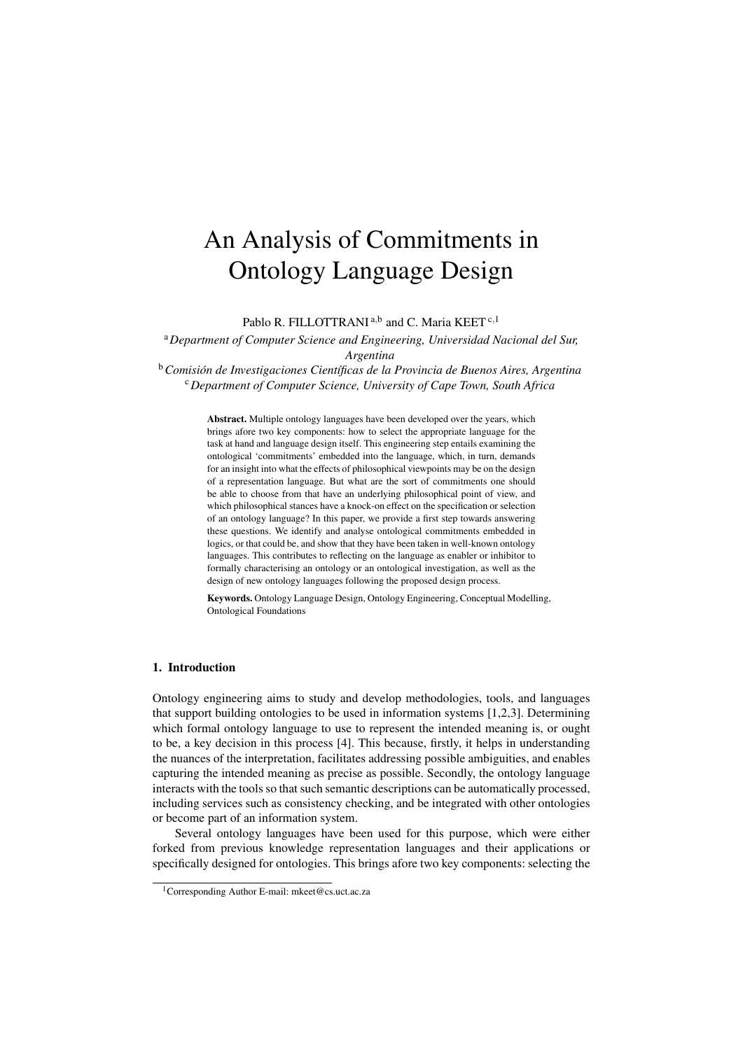# An Analysis of Commitments in Ontology Language Design

Pablo R. FILLOTTRANI [a,b] and C. Maria KEET [c,1]

[a] *Department of Computer Science and Engineering, Universidad Nacional del Sur, Argentina*

[b] *Comisión de Investigaciones Científicas de la Provincia de Buenos Aires, Argentina*

[c] *Department of Computer Science, University of Cape Town, South Africa*

**Abstract.** Multiple ontology languages have been developed over the years, which brings afore two key components: how to select the appropriate language for the task at hand and language design itself. This engineering step entails examining the ontological 'commitments' embedded into the language, which, in turn, demands for an insight into what the effects of philosophical viewpoints may be on the design of a representation language. But what are the sort of commitments one should be able to choose from that have an underlying philosophical point of view, and which philosophical stances have a knock-on effect on the specification or selection of an ontology language? In this paper, we provide a first step towards answering these questions. We identify and analyse ontological commitments embedded in logics, or that could be, and show that they have been taken in well-known ontology languages. This contributes to reflecting on the language as enabler or inhibitor to formally characterising an ontology or an ontological investigation, as well as the design of new ontology languages following the proposed design process.

**Keywords.** Ontology Language Design, Ontology Engineering, Conceptual Modelling, Ontological Foundations

## 1. Introduction

Ontology engineering aims to study and develop methodologies, tools, and languages that support building ontologies to be used in information systems [1,2,3]. Determining which formal ontology language to use to represent the intended meaning is, or ought to be, a key decision in this process [4]. This because, firstly, it helps in understanding the nuances of the interpretation, facilitates addressing possible ambiguities, and enables capturing the intended meaning as precise as possible. Secondly, the ontology language interacts with the tools so that such semantic descriptions can be automatically processed, including services such as consistency checking, and be integrated with other ontologies or become part of an information system.

Several ontology languages have been used for this purpose, which were either forked from previous knowledge representation languages and their applications or specifically designed for ontologies. This brings afore two key components: selecting the

[1] Corresponding Author E-mail: mkeet@cs.uct.ac.za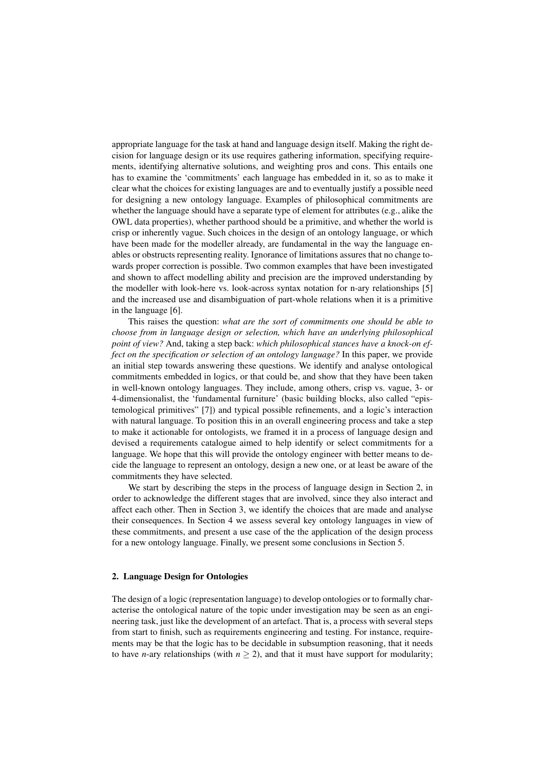appropriate language for the task at hand and language design itself. Making the right decision for language design or its use requires gathering information, specifying requirements, identifying alternative solutions, and weighting pros and cons. This entails one has to examine the 'commitments' each language has embedded in it, so as to make it clear what the choices for existing languages are and to eventually justify a possible need for designing a new ontology language. Examples of philosophical commitments are whether the language should have a separate type of element for attributes (e.g., alike the OWL data properties), whether parthood should be a primitive, and whether the world is crisp or inherently vague. Such choices in the design of an ontology language, or which have been made for the modeller already, are fundamental in the way the language enables or obstructs representing reality. Ignorance of limitations assures that no change towards proper correction is possible. Two common examples that have been investigated and shown to affect modelling ability and precision are the improved understanding by the modeller with look-here vs. look-across syntax notation for n-ary relationships [5] and the increased use and disambiguation of part-whole relations when it is a primitive in the language [6].

This raises the question: *what are the sort of commitments one should be able to choose from in language design or selection, which have an underlying philosophical point of view?* And, taking a step back: *which philosophical stances have a knock-on effect on the specification or selection of an ontology language?* In this paper, we provide an initial step towards answering these questions. We identify and analyse ontological commitments embedded in logics, or that could be, and show that they have been taken in well-known ontology languages. They include, among others, crisp vs. vague, 3- or 4-dimensionalist, the 'fundamental furniture' (basic building blocks, also called "epistemological primitives" [7]) and typical possible refinements, and a logic's interaction with natural language. To position this in an overall engineering process and take a step to make it actionable for ontologists, we framed it in a process of language design and devised a requirements catalogue aimed to help identify or select commitments for a language. We hope that this will provide the ontology engineer with better means to decide the language to represent an ontology, design a new one, or at least be aware of the commitments they have selected.

We start by describing the steps in the process of language design in Section 2, in order to acknowledge the different stages that are involved, since they also interact and affect each other. Then in Section 3, we identify the choices that are made and analyse their consequences. In Section 4 we assess several key ontology languages in view of these commitments, and present a use case of the the application of the design process for a new ontology language. Finally, we present some conclusions in Section 5.

## 2. Language Design for Ontologies

The design of a logic (representation language) to develop ontologies or to formally characterise the ontological nature of the topic under investigation may be seen as an engineering task, just like the development of an artefact. That is, a process with several steps from start to finish, such as requirements engineering and testing. For instance, requirements may be that the logic has to be decidable in subsumption reasoning, that it needs to have *n*-ary relationships (with $n \geq 2$), and that it must have support for modularity;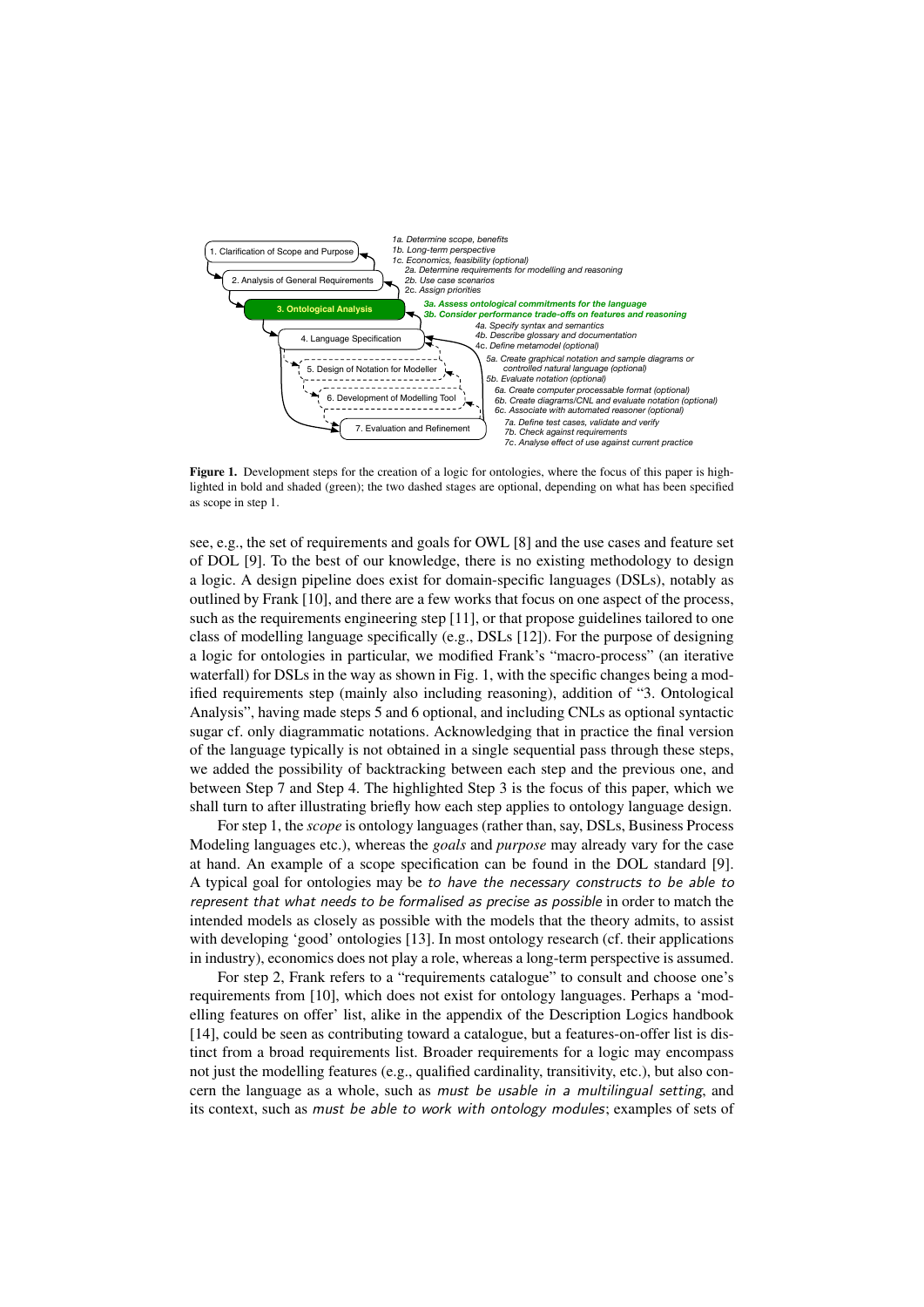1. Clarification of Scope and Purpose
- 1a. Determine scope, benefits
- 1b. Long-term perspective
- 1c. Economics, feasibility (optional)

2. Analysis of General Requirements
- 2a. Determine requirements for modelling and reasoning
- 2b. Use case scenarios
- 2c. Assign priorities

**3. Ontological Analysis**
- **3a. Assess ontological commitments for the language**
- **3b. Consider performance trade-offs on features and reasoning**

4. Language Specification
- 4a. Specify syntax and semantics
- 4b. Describe glossary and documentation
- 4c. Define metamodel (optional)

5. Design of Notation for Modeller
- 5a. Create graphical notation and sample diagrams or controlled natural language (optional)
- 5b. Evaluate notation (optional)

6. Development of Modelling Tool
- 6a. Create computer processable format (optional)
- 6b. Create diagrams/CNL and evaluate notation (optional)
- 6c. Associate with automated reasoner (optional)

7. Evaluation and Refinement
- 7a. Define test cases, validate and verify
- 7b. Check against requirements
- 7c. Analyse effect of use against current practice

**Figure 1.** Development steps for the creation of a logic for ontologies, where the focus of this paper is highlighted in bold and shaded (green); the two dashed stages are optional, depending on what has been specified as scope in step 1.

see, e.g., the set of requirements and goals for OWL [8] and the use cases and feature set of DOL [9]. To the best of our knowledge, there is no existing methodology to design a logic. A design pipeline does exist for domain-specific languages (DSLs), notably as outlined by Frank [10], and there are a few works that focus on one aspect of the process, such as the requirements engineering step [11], or that propose guidelines tailored to one class of modelling language specifically (e.g., DSLs [12]). For the purpose of designing a logic for ontologies in particular, we modified Frank's "macro-process" (an iterative waterfall) for DSLs in the way as shown in Fig. 1, with the specific changes being a modified requirements step (mainly also including reasoning), addition of "3. Ontological Analysis", having made steps 5 and 6 optional, and including CNLs as optional syntactic sugar cf. only diagrammatic notations. Acknowledging that in practice the final version of the language typically is not obtained in a single sequential pass through these steps, we added the possibility of backtracking between each step and the previous one, and between Step 7 and Step 4. The highlighted Step 3 is the focus of this paper, which we shall turn to after illustrating briefly how each step applies to ontology language design.

For step 1, the *scope* is ontology languages (rather than, say, DSLs, Business Process Modeling languages etc.), whereas the *goals* and *purpose* may already vary for the case at hand. An example of a scope specification can be found in the DOL standard [9]. A typical goal for ontologies may be *to have the necessary constructs to be able to represent that what needs to be formalised as precise as possible* in order to match the intended models as closely as possible with the models that the theory admits, to assist with developing 'good' ontologies [13]. In most ontology research (cf. their applications in industry), economics does not play a role, whereas a long-term perspective is assumed.

For step 2, Frank refers to a "requirements catalogue" to consult and choose one's requirements from [10], which does not exist for ontology languages. Perhaps a 'modelling features on offer' list, alike in the appendix of the Description Logics handbook [14], could be seen as contributing toward a catalogue, but a features-on-offer list is distinct from a broad requirements list. Broader requirements for a logic may encompass not just the modelling features (e.g., qualified cardinality, transitivity, etc.), but also concern the language as a whole, such as *must be usable in a multilingual setting*, and its context, such as *must be able to work with ontology modules*; examples of sets of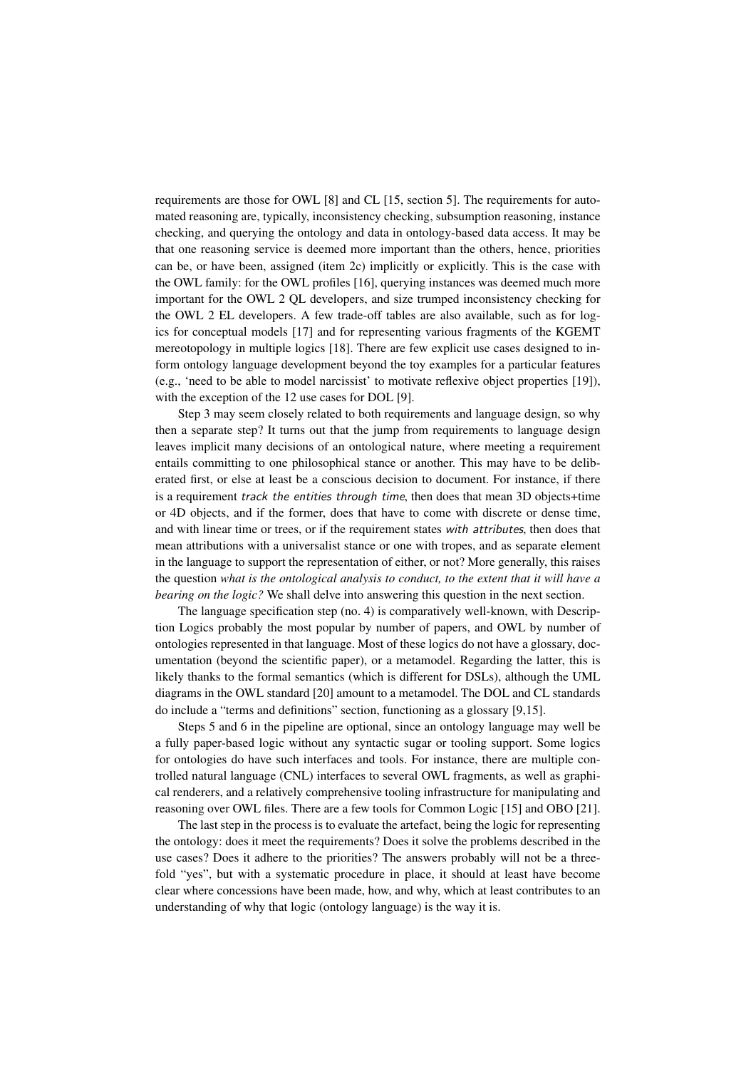requirements are those for OWL [8] and CL [15, section 5]. The requirements for automated reasoning are, typically, inconsistency checking, subsumption reasoning, instance checking, and querying the ontology and data in ontology-based data access. It may be that one reasoning service is deemed more important than the others, hence, priorities can be, or have been, assigned (item 2c) implicitly or explicitly. This is the case with the OWL family: for the OWL profiles [16], querying instances was deemed much more important for the OWL 2 QL developers, and size trumped inconsistency checking for the OWL 2 EL developers. A few trade-off tables are also available, such as for logics for conceptual models [17] and for representing various fragments of the KGEMT mereotopology in multiple logics [18]. There are few explicit use cases designed to inform ontology language development beyond the toy examples for a particular features (e.g., 'need to be able to model narcissist' to motivate reflexive object properties [19]), with the exception of the 12 use cases for DOL [9].

Step 3 may seem closely related to both requirements and language design, so why then a separate step? It turns out that the jump from requirements to language design leaves implicit many decisions of an ontological nature, where meeting a requirement entails committing to one philosophical stance or another. This may have to be deliberated first, or else at least be a conscious decision to document. For instance, if there is a requirement *track the entities through time*, then does that mean 3D objects+time or 4D objects, and if the former, does that have to come with discrete or dense time, and with linear time or trees, or if the requirement states *with attributes*, then does that mean attributions with a universalist stance or one with tropes, and as separate element in the language to support the representation of either, or not? More generally, this raises the question *what is the ontological analysis to conduct, to the extent that it will have a bearing on the logic?* We shall delve into answering this question in the next section.

The language specification step (no. 4) is comparatively well-known, with Description Logics probably the most popular by number of papers, and OWL by number of ontologies represented in that language. Most of these logics do not have a glossary, documentation (beyond the scientific paper), or a metamodel. Regarding the latter, this is likely thanks to the formal semantics (which is different for DSLs), although the UML diagrams in the OWL standard [20] amount to a metamodel. The DOL and CL standards do include a "terms and definitions" section, functioning as a glossary [9,15].

Steps 5 and 6 in the pipeline are optional, since an ontology language may well be a fully paper-based logic without any syntactic sugar or tooling support. Some logics for ontologies do have such interfaces and tools. For instance, there are multiple controlled natural language (CNL) interfaces to several OWL fragments, as well as graphical renderers, and a relatively comprehensive tooling infrastructure for manipulating and reasoning over OWL files. There are a few tools for Common Logic [15] and OBO [21].

The last step in the process is to evaluate the artefact, being the logic for representing the ontology: does it meet the requirements? Does it solve the problems described in the use cases? Does it adhere to the priorities? The answers probably will not be a threefold "yes", but with a systematic procedure in place, it should at least have become clear where concessions have been made, how, and why, which at least contributes to an understanding of why that logic (ontology language) is the way it is.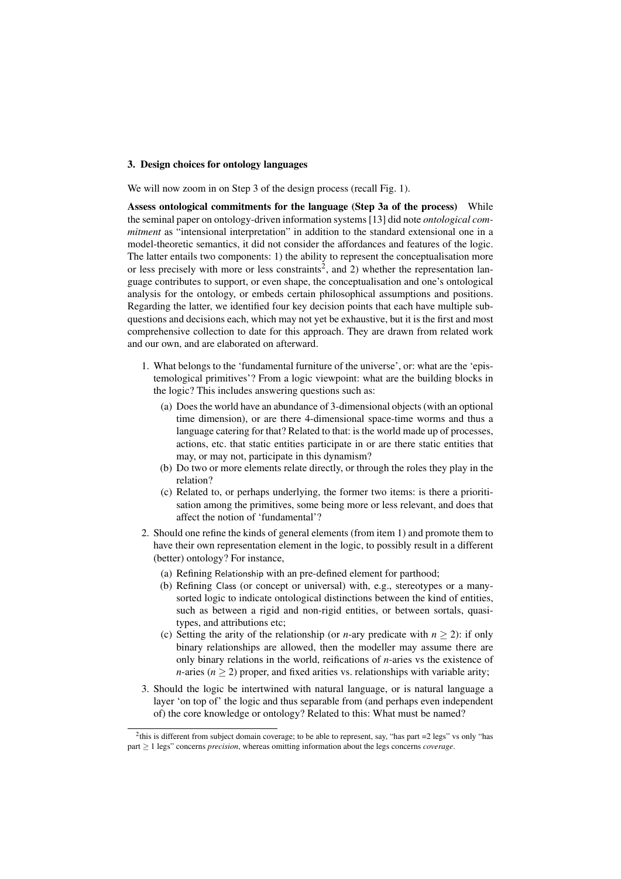### 3. Design choices for ontology languages

We will now zoom in on Step 3 of the design process (recall Fig. 1).

**Assess ontological commitments for the language (Step 3a of the process)** While the seminal paper on ontology-driven information systems [13] did note *ontological commitment* as "intensional interpretation" in addition to the standard extensional one in a model-theoretic semantics, it did not consider the affordances and features of the logic. The latter entails two components: 1) the ability to represent the conceptualisation more or less precisely with more or less constraints[2], and 2) whether the representation language contributes to support, or even shape, the conceptualisation and one's ontological analysis for the ontology, or embeds certain philosophical assumptions and positions. Regarding the latter, we identified four key decision points that each have multiple subquestions and decisions each, which may not yet be exhaustive, but it is the first and most comprehensive collection to date for this approach. They are drawn from related work and our own, and are elaborated on afterward.

1. What belongs to the 'fundamental furniture of the universe', or: what are the 'epistemological primitives'? From a logic viewpoint: what are the building blocks in the logic? This includes answering questions such as:
   (a) Does the world have an abundance of 3-dimensional objects (with an optional time dimension), or are there 4-dimensional space-time worms and thus a language catering for that? Related to that: is the world made up of processes, actions, etc. that static entities participate in or are there static entities that may, or may not, participate in this dynamism?
   (b) Do two or more elements relate directly, or through the roles they play in the relation?
   (c) Related to, or perhaps underlying, the former two items: is there a prioritisation among the primitives, some being more or less relevant, and does that affect the notion of 'fundamental'?
2. Should one refine the kinds of general elements (from item 1) and promote them to have their own representation element in the logic, to possibly result in a different (better) ontology? For instance,
   (a) Refining Relationship with an pre-defined element for parthood;
   (b) Refining Class (or concept or universal) with, e.g., stereotypes or a many-sorted logic to indicate ontological distinctions between the kind of entities, such as between a rigid and non-rigid entities, or between sortals, quasi-types, and attributions etc;
   (c) Setting the arity of the relationship (or *n*-ary predicate with $n \geq 2$): if only binary relationships are allowed, then the modeller may assume there are only binary relations in the world, reifications of *n*-aries vs the existence of *n*-aries ($n \geq 2$) proper, and fixed arities vs. relationships with variable arity;
3. Should the logic be intertwined with natural language, or is natural language a layer 'on top of' the logic and thus separable from (and perhaps even independent of) the core knowledge or ontology? Related to this: What must be named?

[2] this is different from subject domain coverage; to be able to represent, say, "has part =2 legs" vs only "has part $\geq$ 1 legs" concerns *precision*, whereas omitting information about the legs concerns *coverage*.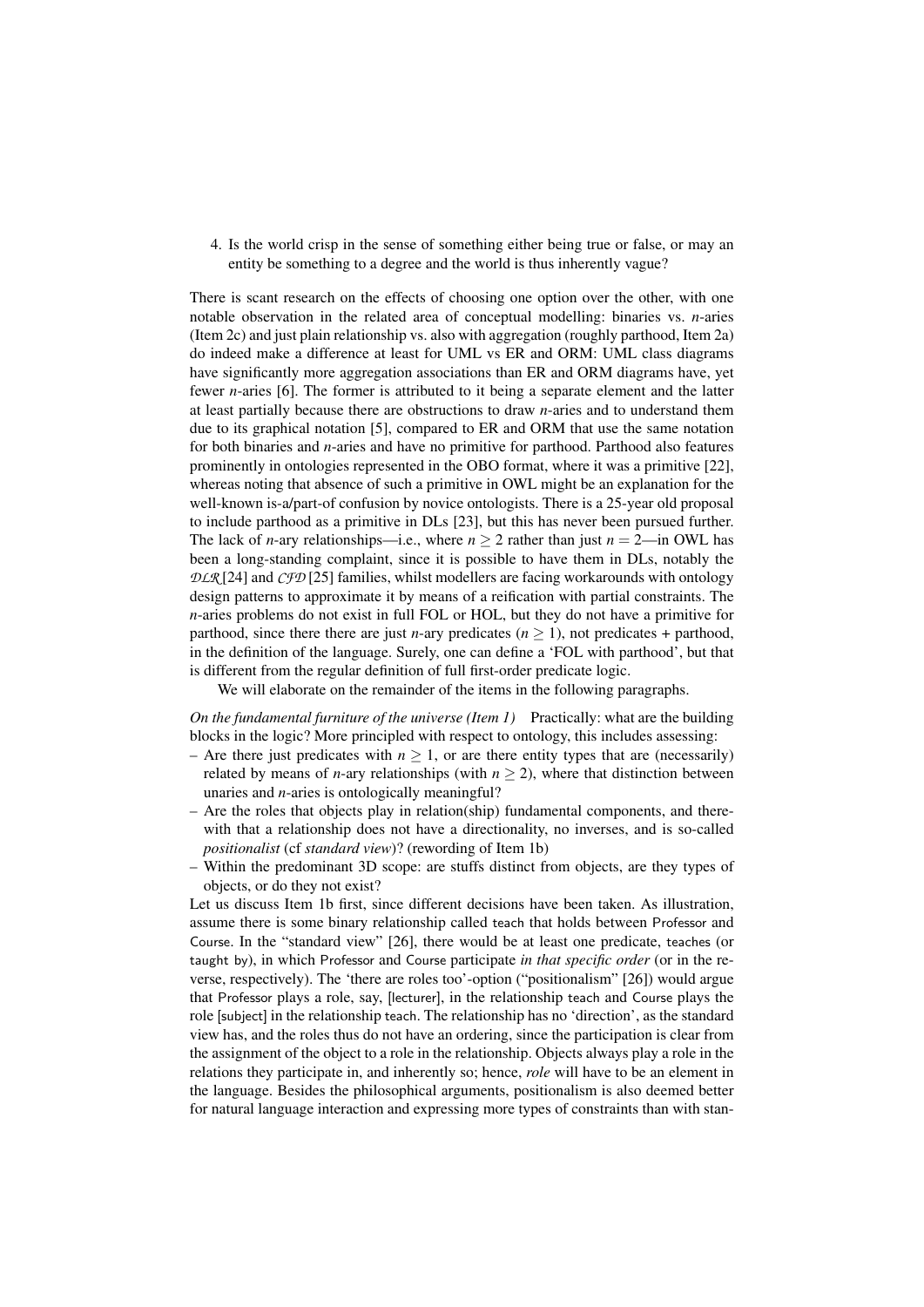4. Is the world crisp in the sense of something either being true or false, or may an entity be something to a degree and the world is thus inherently vague?

There is scant research on the effects of choosing one option over the other, with one notable observation in the related area of conceptual modelling: binaries vs. *n*-aries (Item 2c) and just plain relationship vs. also with aggregation (roughly parthood, Item 2a) do indeed make a difference at least for UML vs ER and ORM: UML class diagrams have significantly more aggregation associations than ER and ORM diagrams have, yet fewer *n*-aries [6]. The former is attributed to it being a separate element and the latter at least partially because there are obstructions to draw *n*-aries and to understand them due to its graphical notation [5], compared to ER and ORM that use the same notation for both binaries and *n*-aries and have no primitive for parthood. Parthood also features prominently in ontologies represented in the OBO format, where it was a primitive [22], whereas noting that absence of such a primitive in OWL might be an explanation for the well-known is-a/part-of confusion by novice ontologists. There is a 25-year old proposal to include parthood as a primitive in DLs [23], but this has never been pursued further. The lack of *n*-ary relationships—i.e., where $n \geq 2$ rather than just $n = 2$—in OWL has been a long-standing complaint, since it is possible to have them in DLs, notably the $\mathcal{DLR}$ [24] and $\mathcal{CFD}$ [25] families, whilst modellers are facing workarounds with ontology design patterns to approximate it by means of a reification with partial constraints. The *n*-aries problems do not exist in full FOL or HOL, but they do not have a primitive for parthood, since there there are just *n*-ary predicates ($n \geq 1$), not predicates + parthood, in the definition of the language. Surely, one can define a 'FOL with parthood', but that is different from the regular definition of full first-order predicate logic.

We will elaborate on the remainder of the items in the following paragraphs.

*On the fundamental furniture of the universe (Item 1)* Practically: what are the building blocks in the logic? More principled with respect to ontology, this includes assessing:

- Are there just predicates with $n \geq 1$, or are there entity types that are (necessarily) related by means of *n*-ary relationships (with $n \geq 2$), where that distinction between unaries and *n*-aries is ontologically meaningful?
- Are the roles that objects play in relation(ship) fundamental components, and therewith that a relationship does not have a directionality, no inverses, and is so-called *positionalist* (cf *standard view*)? (rewording of Item 1b)
- Within the predominant 3D scope: are stuffs distinct from objects, are they types of objects, or do they not exist?

Let us discuss Item 1b first, since different decisions have been taken. As illustration, assume there is some binary relationship called teach that holds between Professor and Course. In the "standard view" [26], there would be at least one predicate, teaches (or taught by), in which Professor and Course participate *in that specific order* (or in the reverse, respectively). The 'there are roles too'-option ("positionalism" [26]) would argue that Professor plays a role, say, [lecturer], in the relationship teach and Course plays the role [subject] in the relationship teach. The relationship has no 'direction', as the standard view has, and the roles thus do not have an ordering, since the participation is clear from the assignment of the object to a role in the relationship. Objects always play a role in the relations they participate in, and inherently so; hence, *role* will have to be an element in the language. Besides the philosophical arguments, positionalism is also deemed better for natural language interaction and expressing more types of constraints than with stan-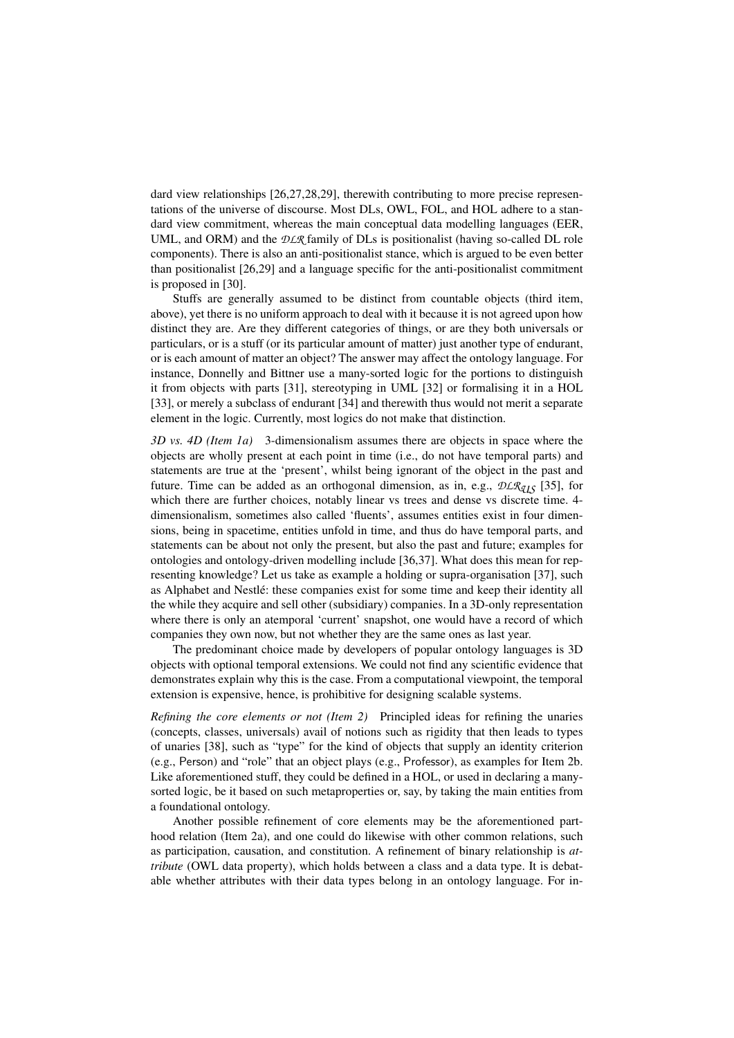dard view relationships [26,27,28,29], therewith contributing to more precise representations of the universe of discourse. Most DLs, OWL, FOL, and HOL adhere to a standard view commitment, whereas the main conceptual data modelling languages (EER, UML, and ORM) and the $\mathcal{DLR}$ family of DLs is positionalist (having so-called DL role components). There is also an anti-positionalist stance, which is argued to be even better than positionalist [26,29] and a language specific for the anti-positionalist commitment is proposed in [30].

Stuffs are generally assumed to be distinct from countable objects (third item, above), yet there is no uniform approach to deal with it because it is not agreed upon how distinct they are. Are they different categories of things, or are they both universals or particulars, or is a stuff (or its particular amount of matter) just another type of endurant, or is each amount of matter an object? The answer may affect the ontology language. For instance, Donnelly and Bittner use a many-sorted logic for the portions to distinguish it from objects with parts [31], stereotyping in UML [32] or formalising it in a HOL [33], or merely a subclass of endurant [34] and therewith thus would not merit a separate element in the logic. Currently, most logics do not make that distinction.

*3D vs. 4D (Item 1a)* 3-dimensionalism assumes there are objects in space where the objects are wholly present at each point in time (i.e., do not have temporal parts) and statements are true at the 'present', whilst being ignorant of the object in the past and future. Time can be added as an orthogonal dimension, as in, e.g., $\mathcal{DLR}_{\mathcal{US}}$ [35], for which there are further choices, notably linear vs trees and dense vs discrete time. 4-dimensionalism, sometimes also called 'fluents', assumes entities exist in four dimensions, being in spacetime, entities unfold in time, and thus do have temporal parts, and statements can be about not only the present, but also the past and future; examples for ontologies and ontology-driven modelling include [36,37]. What does this mean for representing knowledge? Let us take as example a holding or supra-organisation [37], such as Alphabet and Nestlé: these companies exist for some time and keep their identity all the while they acquire and sell other (subsidiary) companies. In a 3D-only representation where there is only an atemporal 'current' snapshot, one would have a record of which companies they own now, but not whether they are the same ones as last year.

The predominant choice made by developers of popular ontology languages is 3D objects with optional temporal extensions. We could not find any scientific evidence that demonstrates explain why this is the case. From a computational viewpoint, the temporal extension is expensive, hence, is prohibitive for designing scalable systems.

*Refining the core elements or not (Item 2)* Principled ideas for refining the unaries (concepts, classes, universals) avail of notions such as rigidity that then leads to types of unaries [38], such as "type" for the kind of objects that supply an identity criterion (e.g., Person) and "role" that an object plays (e.g., Professor), as examples for Item 2b. Like aforementioned stuff, they could be defined in a HOL, or used in declaring a many-sorted logic, be it based on such metaproperties or, say, by taking the main entities from a foundational ontology.

Another possible refinement of core elements may be the aforementioned parthood relation (Item 2a), and one could do likewise with other common relations, such as participation, causation, and constitution. A refinement of binary relationship is *attribute* (OWL data property), which holds between a class and a data type. It is debatable whether attributes with their data types belong in an ontology language. For in-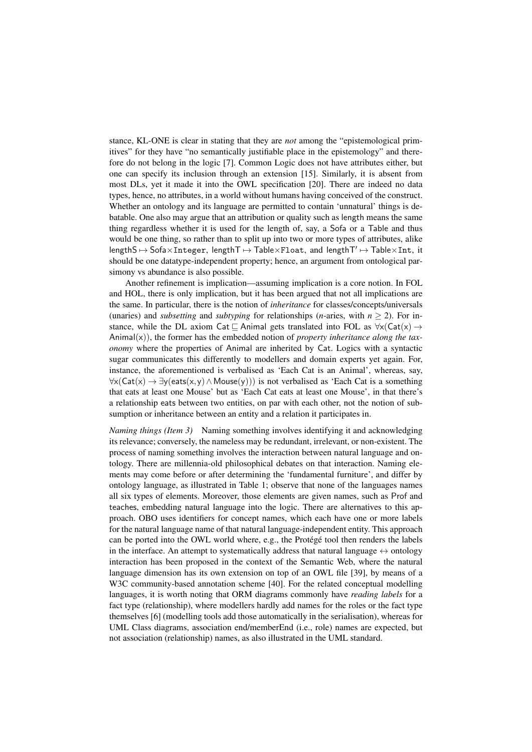stance, KL-ONE is clear in stating that they are *not* among the "epistemological primitives" for they have "no semantically justifiable place in the epistemology" and therefore do not belong in the logic [7]. Common Logic does not have attributes either, but one can specify its inclusion through an extension [15]. Similarly, it is absent from most DLs, yet it made it into the OWL specification [20]. There are indeed no data types, hence, no attributes, in a world without humans having conceived of the construct. Whether an ontology and its language are permitted to contain 'unnatural' things is debatable. One also may argue that an attribution or quality such as length means the same thing regardless whether it is used for the length of, say, a Sofa or a Table and thus would be one thing, so rather than to split up into two or more types of attributes, alike $\mathsf{lengthS} \mapsto \mathsf{Sofa} \times \mathtt{Integer}$, $\mathsf{lengthT} \mapsto \mathsf{Table} \times \mathtt{Float}$, and $\mathsf{lengthT'} \mapsto \mathsf{Table} \times \mathtt{Int}$, it should be one datatype-independent property; hence, an argument from ontological parsimony vs abundance is also possible.

Another refinement is implication—assuming implication is a core notion. In FOL and HOL, there is only implication, but it has been argued that not all implications are the same. In particular, there is the notion of *inheritance* for classes/concepts/universals (unaries) and *subsetting* and *subtyping* for relationships (*n*-aries, with $n \geq 2$). For instance, while the DL axiom $\mathsf{Cat} \sqsubseteq \mathsf{Animal}$ gets translated into FOL as $\forall x(\mathsf{Cat}(x) \rightarrow \mathsf{Animal}(x))$, the former has the embedded notion of *property inheritance along the taxonomy* where the properties of Animal are inherited by Cat. Logics with a syntactic sugar communicates this differently to modellers and domain experts yet again. For, instance, the aforementioned is verbalised as 'Each Cat is an Animal', whereas, say, $\forall x(\mathsf{Cat}(x) \rightarrow \exists y(\mathsf{eats}(x,y) \wedge \mathsf{Mouse}(y)))$ is not verbalised as 'Each Cat is a something that eats at least one Mouse' but as 'Each Cat eats at least one Mouse', in that there's a relationship eats between two entities, on par with each other, not the notion of subsumption or inheritance between an entity and a relation it participates in.

*Naming things (Item 3)* Naming something involves identifying it and acknowledging its relevance; conversely, the nameless may be redundant, irrelevant, or non-existent. The process of naming something involves the interaction between natural language and ontology. There are millennia-old philosophical debates on that interaction. Naming elements may come before or after determining the 'fundamental furniture', and differ by ontology language, as illustrated in Table 1; observe that none of the languages names all six types of elements. Moreover, those elements are given names, such as Prof and teaches, embedding natural language into the logic. There are alternatives to this approach. OBO uses identifiers for concept names, which each have one or more labels for the natural language name of that natural language-independent entity. This approach can be ported into the OWL world where, e.g., the Protégé tool then renders the labels in the interface. An attempt to systematically address that natural language $\leftrightarrow$ ontology interaction has been proposed in the context of the Semantic Web, where the natural language dimension has its own extension on top of an OWL file [39], by means of a W3C community-based annotation scheme [40]. For the related conceptual modelling languages, it is worth noting that ORM diagrams commonly have *reading labels* for a fact type (relationship), where modellers hardly add names for the roles or the fact type themselves [6] (modelling tools add those automatically in the serialisation), whereas for UML Class diagrams, association end/memberEnd (i.e., role) names are expected, but not association (relationship) names, as also illustrated in the UML standard.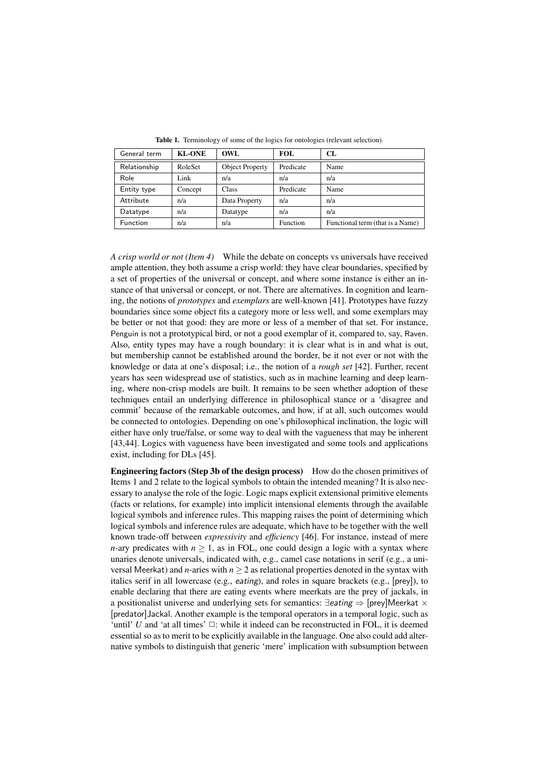**Table 1.** Terminology of some of the logics for ontologies (relevant selection).

| General term | KL-ONE | OWL | FOL | CL |
|---|---|---|---|---|
| Relationship | RoleSet | Object Property | Predicate | Name |
| Role | Link | n/a | n/a | n/a |
| Entity type | Concept | Class | Predicate | Name |
| Attribute | n/a | Data Property | n/a | n/a |
| Datatype | n/a | Datatype | n/a | n/a |
| Function | n/a | n/a | Function | Functional term (that is a Name) |

*A crisp world or not (Item 4)* While the debate on concepts vs universals have received ample attention, they both assume a crisp world: they have clear boundaries, specified by a set of properties of the universal or concept, and where some instance is either an instance of that universal or concept, or not. There are alternatives. In cognition and learning, the notions of *prototypes* and *exemplars* are well-known [41]. Prototypes have fuzzy boundaries since some object fits a category more or less well, and some exemplars may be better or not that good: they are more or less of a member of that set. For instance, Penguin is not a prototypical bird, or not a good exemplar of it, compared to, say, Raven. Also, entity types may have a rough boundary: it is clear what is in and what is out, but membership cannot be established around the border, be it not ever or not with the knowledge or data at one's disposal; i.e., the notion of a *rough set* [42]. Further, recent years has seen widespread use of statistics, such as in machine learning and deep learning, where non-crisp models are built. It remains to be seen whether adoption of these techniques entail an underlying difference in philosophical stance or a 'disagree and commit' because of the remarkable outcomes, and how, if at all, such outcomes would be connected to ontologies. Depending on one's philosophical inclination, the logic will either have only true/false, or some way to deal with the vagueness that may be inherent [43,44]. Logics with vagueness have been investigated and some tools and applications exist, including for DLs [45].

**Engineering factors (Step 3b of the design process)** How do the chosen primitives of Items 1 and 2 relate to the logical symbols to obtain the intended meaning? It is also necessary to analyse the role of the logic. Logic maps explicit extensional primitive elements (facts or relations, for example) into implicit intensional elements through the available logical symbols and inference rules. This mapping raises the point of determining which logical symbols and inference rules are adequate, which have to be together with the well known trade-off between *expressivity* and *efficiency* [46]. For instance, instead of mere $n$-ary predicates with $n \geq 1$, as in FOL, one could design a logic with a syntax where unaries denote universals, indicated with, e.g., camel case notations in serif (e.g., a universal Meerkat) and $n$-aries with $n \geq 2$ as relational properties denoted in the syntax with italics serif in all lowercase (e.g., *eating*), and roles in square brackets (e.g., [prey]), to enable declaring that there are eating events where meerkats are the prey of jackals, in a positionalist universe and underlying sets for semantics: $\exists$*eating* $\Rightarrow$ [prey]Meerkat $\times$ [predator]Jackal. Another example is the temporal operators in a temporal logic, such as 'until' $U$ and 'at all times' $\Box$: while it indeed can be reconstructed in FOL, it is deemed essential so as to merit to be explicitly available in the language. One also could add alternative symbols to distinguish that generic 'mere' implication with subsumption between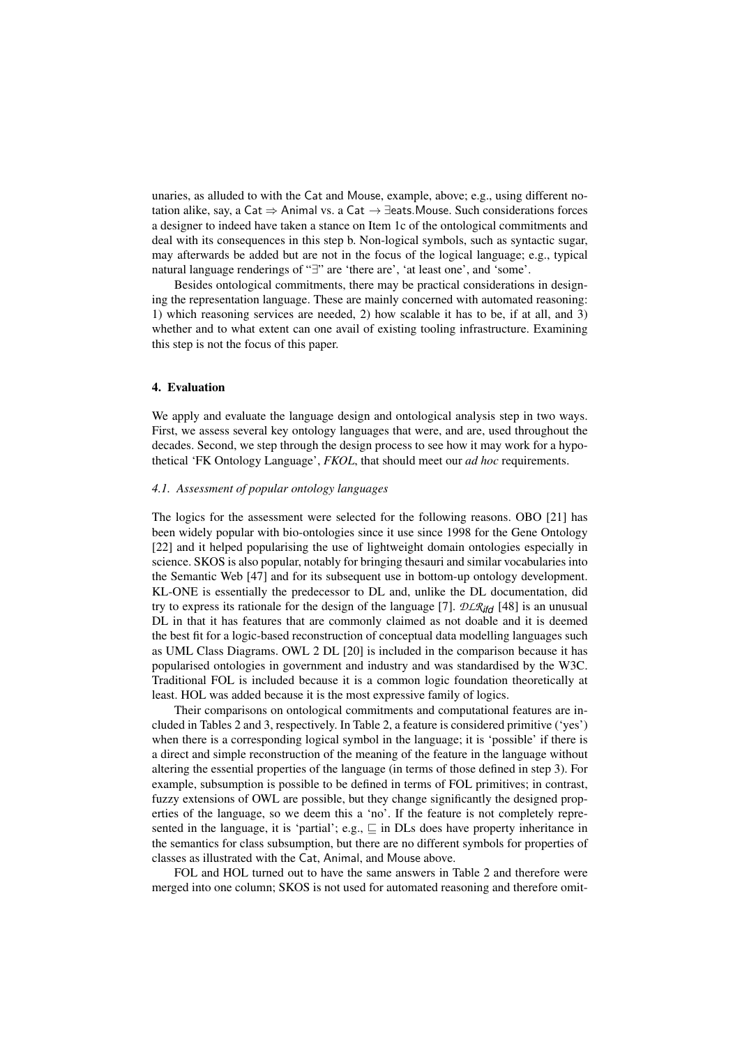unaries, as alluded to with the Cat and Mouse, example, above; e.g., using different notation alike, say, a Cat $\Rightarrow$ Animal vs. a Cat $\rightarrow \exists$eats.Mouse. Such considerations forces a designer to indeed have taken a stance on Item 1c of the ontological commitments and deal with its consequences in this step b. Non-logical symbols, such as syntactic sugar, may afterwards be added but are not in the focus of the logical language; e.g., typical natural language renderings of "$\exists$" are 'there are', 'at least one', and 'some'.

Besides ontological commitments, there may be practical considerations in designing the representation language. These are mainly concerned with automated reasoning: 1) which reasoning services are needed, 2) how scalable it has to be, if at all, and 3) whether and to what extent can one avail of existing tooling infrastructure. Examining this step is not the focus of this paper.

## 4. Evaluation

We apply and evaluate the language design and ontological analysis step in two ways. First, we assess several key ontology languages that were, and are, used throughout the decades. Second, we step through the design process to see how it may work for a hypothetical 'FK Ontology Language', *FKOL*, that should meet our *ad hoc* requirements.

### 4.1. Assessment of popular ontology languages

The logics for the assessment were selected for the following reasons. OBO [21] has been widely popular with bio-ontologies since it use since 1998 for the Gene Ontology [22] and it helped popularising the use of lightweight domain ontologies especially in science. SKOS is also popular, notably for bringing thesauri and similar vocabularies into the Semantic Web [47] and for its subsequent use in bottom-up ontology development. KL-ONE is essentially the predecessor to DL and, unlike the DL documentation, did try to express its rationale for the design of the language [7]. $\mathcal{DLR}_{ifd}$ [48] is an unusual DL in that it has features that are commonly claimed as not doable and it is deemed the best fit for a logic-based reconstruction of conceptual data modelling languages such as UML Class Diagrams. OWL 2 DL [20] is included in the comparison because it has popularised ontologies in government and industry and was standardised by the W3C. Traditional FOL is included because it is a common logic foundation theoretically at least. HOL was added because it is the most expressive family of logics.

Their comparisons on ontological commitments and computational features are included in Tables 2 and 3, respectively. In Table 2, a feature is considered primitive ('yes') when there is a corresponding logical symbol in the language; it is 'possible' if there is a direct and simple reconstruction of the meaning of the feature in the language without altering the essential properties of the language (in terms of those defined in step 3). For example, subsumption is possible to be defined in terms of FOL primitives; in contrast, fuzzy extensions of OWL are possible, but they change significantly the designed properties of the language, so we deem this a 'no'. If the feature is not completely represented in the language, it is 'partial'; e.g., $\sqsubseteq$ in DLs does have property inheritance in the semantics for class subsumption, but there are no different symbols for properties of classes as illustrated with the Cat, Animal, and Mouse above.

FOL and HOL turned out to have the same answers in Table 2 and therefore were merged into one column; SKOS is not used for automated reasoning and therefore omit-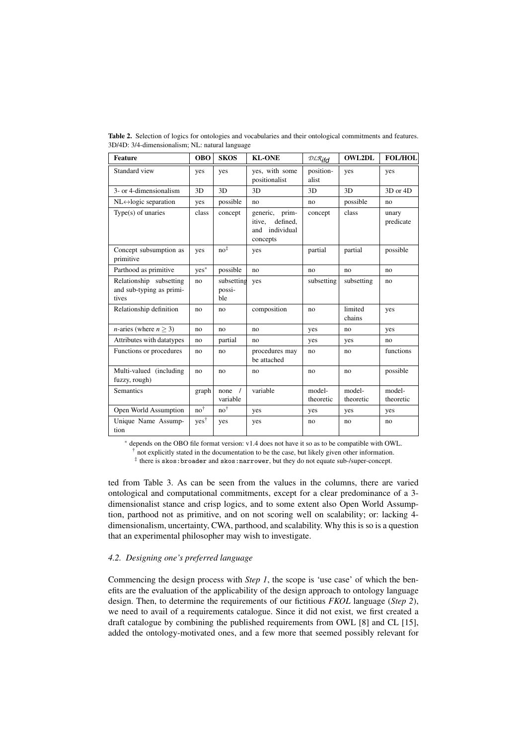**Table 2.** Selection of logics for ontologies and vocabularies and their ontological commitments and features. 3D/4D: 3/4-dimensionalism; NL: natural language

| Feature | OBO | SKOS | KL-ONE | $\mathcal{DLR}_{ifd}$ | OWL2DL | FOL/HOL |
|---|---|---|---|---|---|---|
| Standard view | yes | yes | yes, with some positionalist | positionalist | yes | yes |
| 3- or 4-dimensionalism | 3D | 3D | 3D | 3D | 3D | 3D or 4D |
| NL↔logic separation | yes | possible | no | no | possible | no |
| Type(s) of unaries | class | concept | generic, primitive, defined, and individual concepts | concept | class | unary predicate |
| Concept subsumption as primitive | yes | no‡ | yes | partial | partial | possible |
| Parthood as primitive | yes* | possible | no | no | no | no |
| Relationship subsetting and sub-typing as primitives | no | subsetting possible | yes | subsetting | subsetting | no |
| Relationship definition | no | no | composition | no | limited chains | yes |
| *n*-aries (where $n \geq 3$) | no | no | no | yes | no | yes |
| Attributes with datatypes | no | partial | no | yes | yes | no |
| Functions or procedures | no | no | procedures may be attached | no | no | functions |
| Multi-valued (including fuzzy, rough) | no | no | no | no | no | possible |
| Semantics | graph | none / variable | variable | model-theoretic | model-theoretic | model-theoretic |
| Open World Assumption | no† | no† | yes | yes | yes | yes |
| Unique Name Assumption | yes† | yes | yes | no | no | no |

\* depends on the OBO file format version: v1.4 does not have it so as to be compatible with OWL.
† not explicitly stated in the documentation to be the case, but likely given other information.
‡ there is `skos:broader` and `skos:narrower`, but they do not equate sub-/super-concept.

ted from Table 3. As can be seen from the values in the columns, there are varied ontological and computational commitments, except for a clear predominance of a 3-dimensionalist stance and crisp logics, and to some extent also Open World Assumption, parthood not as primitive, and on not scoring well on scalability; or: lacking 4-dimensionalism, uncertainty, CWA, parthood, and scalability. Why this is so is a question that an experimental philosopher may wish to investigate.

### *4.2. Designing one's preferred language*

Commencing the design process with *Step 1*, the scope is 'use case' of which the benefits are the evaluation of the applicability of the design approach to ontology language design. Then, to determine the requirements of our fictitious *FKOL* language (*Step 2*), we need to avail of a requirements catalogue. Since it did not exist, we first created a draft catalogue by combining the published requirements from OWL [8] and CL [15], added the ontology-motivated ones, and a few more that seemed possibly relevant for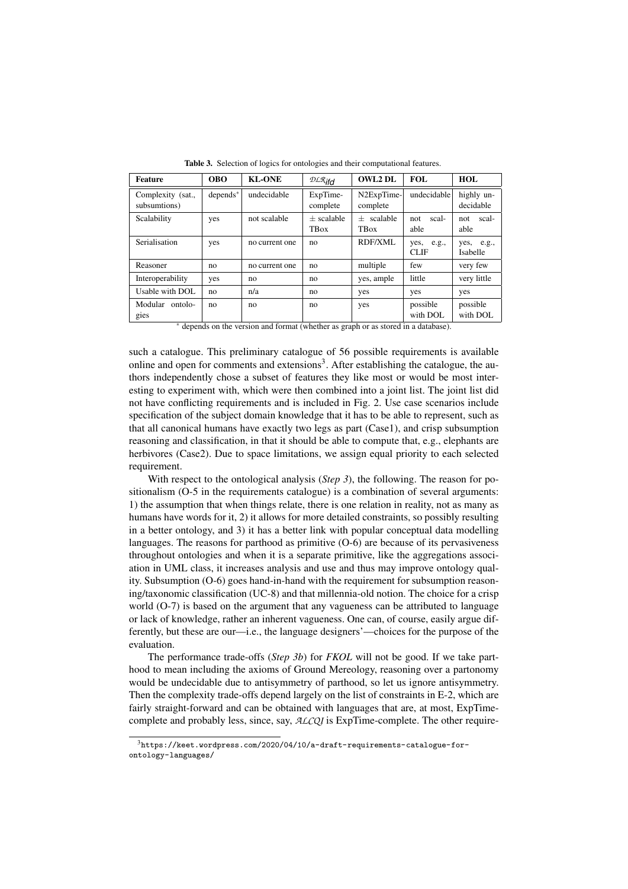**Table 3.** Selection of logics for ontologies and their computational features.

| Feature | OBO | KL-ONE | $\mathcal{DLR}_{ifd}$ | OWL2 DL | FOL | HOL |
|---|---|---|---|---|---|---|
| Complexity (sat., subsumtions) | depends* | undecidable | ExpTime-complete | N2ExpTime-complete | undecidable | highly undecidable |
| Scalability | yes | not scalable | $\pm$ scalable TBox | $\pm$ scalable TBox | not scalable | not scalable |
| Serialisation | yes | no current one | no | RDF/XML | yes, e.g., CLIF | yes, e.g., Isabelle |
| Reasoner | no | no current one | no | multiple | few | very few |
| Interoperability | yes | no | no | yes, ample | little | very little |
| Usable with DOL | no | n/a | no | yes | yes | yes |
| Modular ontologies | no | no | no | yes | possible with DOL | possible with DOL |

\* depends on the version and format (whether as graph or as stored in a database).

such a catalogue. This preliminary catalogue of 56 possible requirements is available online and open for comments and extensions[3]. After establishing the catalogue, the authors independently chose a subset of features they like most or would be most interesting to experiment with, which were then combined into a joint list. The joint list did not have conflicting requirements and is included in Fig. 2. Use case scenarios include specification of the subject domain knowledge that it has to be able to represent, such as that all canonical humans have exactly two legs as part (Case1), and crisp subsumption reasoning and classification, in that it should be able to compute that, e.g., elephants are herbivores (Case2). Due to space limitations, we assign equal priority to each selected requirement.

With respect to the ontological analysis (*Step 3*), the following. The reason for positionalism (O-5 in the requirements catalogue) is a combination of several arguments: 1) the assumption that when things relate, there is one relation in reality, not as many as humans have words for it, 2) it allows for more detailed constraints, so possibly resulting in a better ontology, and 3) it has a better link with popular conceptual data modelling languages. The reasons for parthood as primitive (O-6) are because of its pervasiveness throughout ontologies and when it is a separate primitive, like the aggregations association in UML class, it increases analysis and use and thus may improve ontology quality. Subsumption (O-6) goes hand-in-hand with the requirement for subsumption reasoning/taxonomic classification (UC-8) and that millennia-old notion. The choice for a crisp world (O-7) is based on the argument that any vagueness can be attributed to language or lack of knowledge, rather an inherent vagueness. One can, of course, easily argue differently, but these are our—i.e., the language designers'—choices for the purpose of the evaluation.

The performance trade-offs (*Step 3b*) for *FKOL* will not be good. If we take parthood to mean including the axioms of Ground Mereology, reasoning over a partonomy would be undecidable due to antisymmetry of parthood, so let us ignore antisymmetry. Then the complexity trade-offs depend largely on the list of constraints in E-2, which are fairly straight-forward and can be obtained with languages that are, at most, ExpTime-complete and probably less, since, say, $\mathcal{ALCQI}$ is ExpTime-complete. The other require-

[3] https://keet.wordpress.com/2020/04/10/a-draft-requirements-catalogue-for-ontology-languages/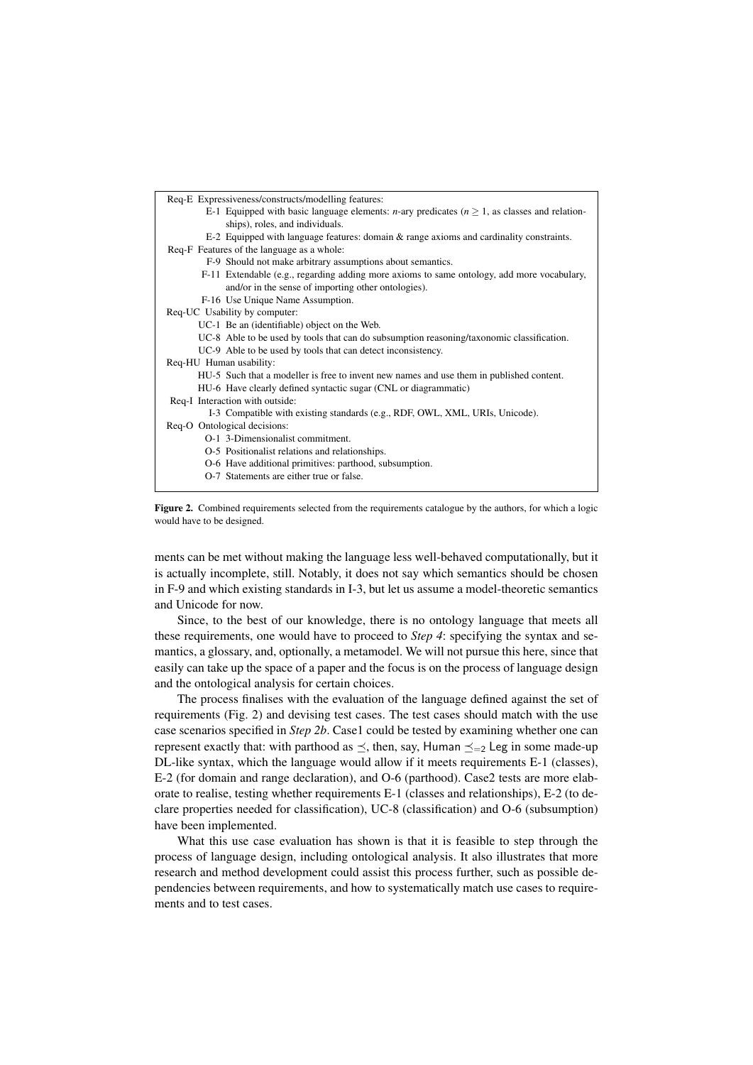- Req-E Expressiveness/constructs/modelling features:
  - E-1 Equipped with basic language elements: *n*-ary predicates ($n \geq 1$, as classes and relationships), roles, and individuals.
  - E-2 Equipped with language features: domain & range axioms and cardinality constraints.
- Req-F Features of the language as a whole:
  - F-9 Should not make arbitrary assumptions about semantics.
  - F-11 Extendable (e.g., regarding adding more axioms to same ontology, add more vocabulary, and/or in the sense of importing other ontologies).
  - F-16 Use Unique Name Assumption.
- Req-UC Usability by computer:
  - UC-1 Be an (identifiable) object on the Web.
  - UC-8 Able to be used by tools that can do subsumption reasoning/taxonomic classification.
  - UC-9 Able to be used by tools that can detect inconsistency.
- Req-HU Human usability:
  - HU-5 Such that a modeller is free to invent new names and use them in published content.
  - HU-6 Have clearly defined syntactic sugar (CNL or diagrammatic)
- Req-I Interaction with outside:
  - I-3 Compatible with existing standards (e.g., RDF, OWL, XML, URIs, Unicode).
- Req-O Ontological decisions:
  - O-1 3-Dimensionalist commitment.
  - O-5 Positionalist relations and relationships.
  - O-6 Have additional primitives: parthood, subsumption.
  - O-7 Statements are either true or false.

**Figure 2.** Combined requirements selected from the requirements catalogue by the authors, for which a logic would have to be designed.

ments can be met without making the language less well-behaved computationally, but it is actually incomplete, still. Notably, it does not say which semantics should be chosen in F-9 and which existing standards in I-3, but let us assume a model-theoretic semantics and Unicode for now.

Since, to the best of our knowledge, there is no ontology language that meets all these requirements, one would have to proceed to *Step 4*: specifying the syntax and semantics, a glossary, and, optionally, a metamodel. We will not pursue this here, since that easily can take up the space of a paper and the focus is on the process of language design and the ontological analysis for certain choices.

The process finalises with the evaluation of the language defined against the set of requirements (Fig. 2) and devising test cases. The test cases should match with the use case scenarios specified in *Step 2b*. Case1 could be tested by examining whether one can represent exactly that: with parthood as $\preceq$, then, say, $\mathsf{Human} \preceq_{=2} \mathsf{Leg}$ in some made-up DL-like syntax, which the language would allow if it meets requirements E-1 (classes), E-2 (for domain and range declaration), and O-6 (parthood). Case2 tests are more elaborate to realise, testing whether requirements E-1 (classes and relationships), E-2 (to declare properties needed for classification), UC-8 (classification) and O-6 (subsumption) have been implemented.

What this use case evaluation has shown is that it is feasible to step through the process of language design, including ontological analysis. It also illustrates that more research and method development could assist this process further, such as possible dependencies between requirements, and how to systematically match use cases to requirements and to test cases.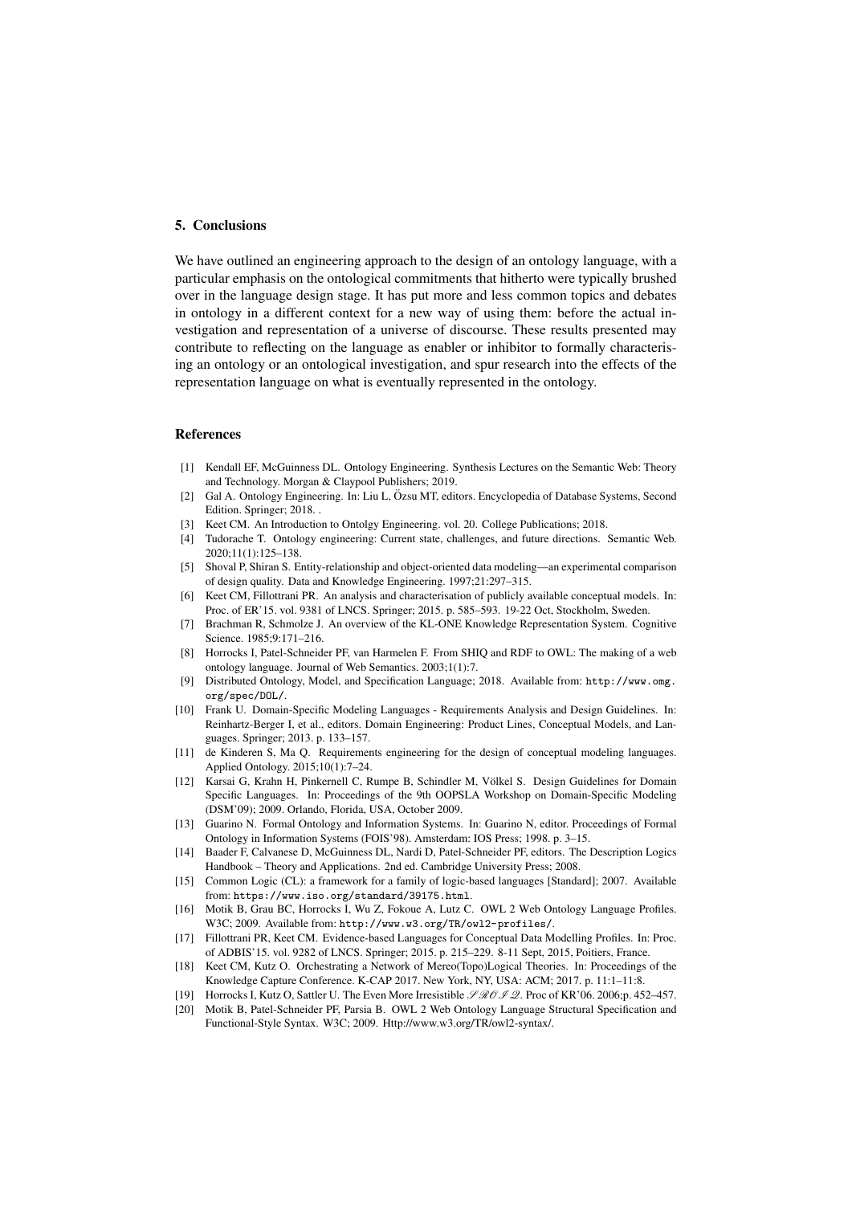## 5. Conclusions

We have outlined an engineering approach to the design of an ontology language, with a particular emphasis on the ontological commitments that hitherto were typically brushed over in the language design stage. It has put more and less common topics and debates in ontology in a different context for a new way of using them: before the actual investigation and representation of a universe of discourse. These results presented may contribute to reflecting on the language as enabler or inhibitor to formally characterising an ontology or an ontological investigation, and spur research into the effects of the representation language on what is eventually represented in the ontology.

## References

[1] Kendall EF, McGuinness DL. Ontology Engineering. Synthesis Lectures on the Semantic Web: Theory and Technology. Morgan & Claypool Publishers; 2019.

[2] Gal A. Ontology Engineering. In: Liu L, Özsu MT, editors. Encyclopedia of Database Systems, Second Edition. Springer; 2018. .

[3] Keet CM. An Introduction to Ontolgy Engineering. vol. 20. College Publications; 2018.

[4] Tudorache T. Ontology engineering: Current state, challenges, and future directions. Semantic Web. 2020;11(1):125–138.

[5] Shoval P, Shiran S. Entity-relationship and object-oriented data modeling—an experimental comparison of design quality. Data and Knowledge Engineering. 1997;21:297–315.

[6] Keet CM, Fillottrani PR. An analysis and characterisation of publicly available conceptual models. In: Proc. of ER'15. vol. 9381 of LNCS. Springer; 2015. p. 585–593. 19-22 Oct, Stockholm, Sweden.

[7] Brachman R, Schmolze J. An overview of the KL-ONE Knowledge Representation System. Cognitive Science. 1985;9:171–216.

[8] Horrocks I, Patel-Schneider PF, van Harmelen F. From SHIQ and RDF to OWL: The making of a web ontology language. Journal of Web Semantics. 2003;1(1):7.

[9] Distributed Ontology, Model, and Specification Language; 2018. Available from: http://www.omg.org/spec/DOL/.

[10] Frank U. Domain-Specific Modeling Languages - Requirements Analysis and Design Guidelines. In: Reinhartz-Berger I, et al., editors. Domain Engineering: Product Lines, Conceptual Models, and Languages. Springer; 2013. p. 133–157.

[11] de Kinderen S, Ma Q. Requirements engineering for the design of conceptual modeling languages. Applied Ontology. 2015;10(1):7–24.

[12] Karsai G, Krahn H, Pinkernell C, Rumpe B, Schindler M, Völkel S. Design Guidelines for Domain Specific Languages. In: Proceedings of the 9th OOPSLA Workshop on Domain-Specific Modeling (DSM'09); 2009. Orlando, Florida, USA, October 2009.

[13] Guarino N. Formal Ontology and Information Systems. In: Guarino N, editor. Proceedings of Formal Ontology in Information Systems (FOIS'98). Amsterdam: IOS Press; 1998. p. 3–15.

[14] Baader F, Calvanese D, McGuinness DL, Nardi D, Patel-Schneider PF, editors. The Description Logics Handbook – Theory and Applications. 2nd ed. Cambridge University Press; 2008.

[15] Common Logic (CL): a framework for a family of logic-based languages [Standard]; 2007. Available from: https://www.iso.org/standard/39175.html.

[16] Motik B, Grau BC, Horrocks I, Wu Z, Fokoue A, Lutz C. OWL 2 Web Ontology Language Profiles. W3C; 2009. Available from: http://www.w3.org/TR/owl2-profiles/.

[17] Fillottrani PR, Keet CM. Evidence-based Languages for Conceptual Data Modelling Profiles. In: Proc. of ADBIS'15. vol. 9282 of LNCS. Springer; 2015. p. 215–229. 8-11 Sept, 2015, Poitiers, France.

[18] Keet CM, Kutz O. Orchestrating a Network of Mereo(Topo)Logical Theories. In: Proceedings of the Knowledge Capture Conference. K-CAP 2017. New York, NY, USA: ACM; 2017. p. 11:1–11:8.

[19] Horrocks I, Kutz O, Sattler U. The Even More Irresistible $\mathcal{SROIQ}$. Proc of KR'06. 2006;p. 452–457.

[20] Motik B, Patel-Schneider PF, Parsia B. OWL 2 Web Ontology Language Structural Specification and Functional-Style Syntax. W3C; 2009. Http://www.w3.org/TR/owl2-syntax/.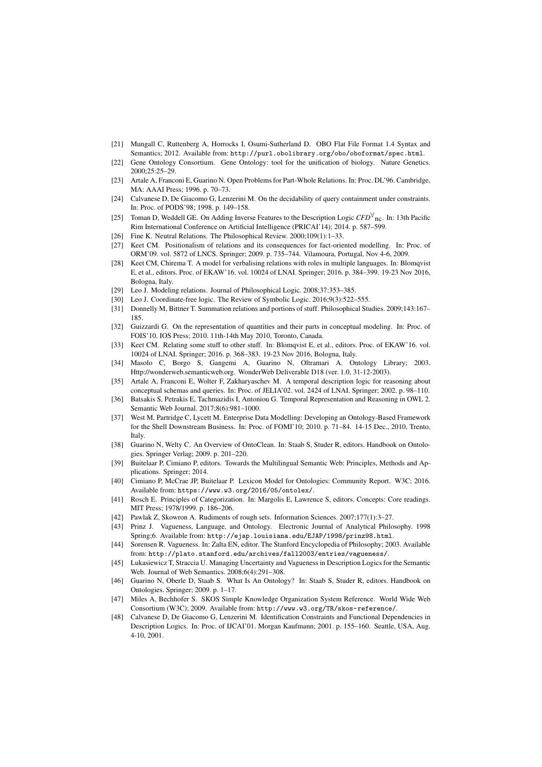[21] Mungall C, Ruttenberg A, Horrocks I, Osumi-Sutherland D. OBO Flat File Format 1.4 Syntax and Semantics; 2012. Available from: `http://purl.obolibrary.org/obo/oboformat/spec.html`.

[22] Gene Ontology Consortium. Gene Ontology: tool for the unification of biology. Nature Genetics. 2000;25:25–29.

[23] Artale A, Franconi E, Guarino N. Open Problems for Part-Whole Relations. In: Proc. DL'96. Cambridge, MA: AAAI Press; 1996. p. 70–73.

[24] Calvanese D, De Giacomo G, Lenzerini M. On the decidability of query containment under constraints. In: Proc. of PODS'98; 1998. p. 149–158.

[25] Toman D, Weddell GE. On Adding Inverse Features to the Description Logic $\mathcal{CFD}^{\forall}{}_{\mathrm{nc}}$. In: 13th Pacific Rim International Conference on Artificial Intelligence (PRICAI'14); 2014. p. 587–599.

[26] Fine K. Neutral Relations. The Philosophical Review. 2000;109(1):1–33.

[27] Keet CM. Positionalism of relations and its consequences for fact-oriented modelling. In: Proc. of ORM'09. vol. 5872 of LNCS. Springer; 2009. p. 735–744. Vilamoura, Portugal, Nov 4-6, 2009.

[28] Keet CM, Chirema T. A model for verbalising relations with roles in multiple languages. In: Blomqvist E, et al., editors. Proc. of EKAW'16. vol. 10024 of LNAI. Springer; 2016. p. 384–399. 19-23 Nov 2016, Bologna, Italy.

[29] Leo J. Modeling relations. Journal of Philosophical Logic. 2008;37:353–385.

[30] Leo J. Coordinate-free logic. The Review of Symbolic Logic. 2016;9(3):522–555.

[31] Donnelly M, Bittner T. Summation relations and portions of stuff. Philosophical Studies. 2009;143:167–185.

[32] Guizzardi G. On the representation of quantities and their parts in conceptual modeling. In: Proc. of FOIS'10. IOS Press; 2010. 11th-14th May 2010, Toronto, Canada.

[33] Keet CM. Relating some stuff to other stuff. In: Blomqvist E, et al., editors. Proc. of EKAW'16. vol. 10024 of LNAI. Springer; 2016. p. 368–383. 19-23 Nov 2016, Bologna, Italy.

[34] Masolo C, Borgo S, Gangemi A, Guarino N, Oltramari A. Ontology Library; 2003. Http://wonderweb.semanticweb.org. WonderWeb Deliverable D18 (ver. 1.0, 31-12-2003).

[35] Artale A, Franconi E, Wolter F, Zakharyaschev M. A temporal description logic for reasoning about conceptual schemas and queries. In: Proc. of JELIA'02. vol. 2424 of LNAI. Springer; 2002. p. 98–110.

[36] Batsakis S, Petrakis E, Tachmazidis I, Antoniou G. Temporal Representation and Reasoning in OWL 2. Semantic Web Journal. 2017;8(6):981–1000.

[37] West M, Partridge C, Lycett M. Enterprise Data Modelling: Developing an Ontology-Based Framework for the Shell Downstream Business. In: Proc. of FOMI'10; 2010. p. 71–84. 14-15 Dec., 2010, Trento, Italy.

[38] Guarino N, Welty C. An Overview of OntoClean. In: Staab S, Studer R, editors. Handbook on Ontologies. Springer Verlag; 2009. p. 201–220.

[39] Buitelaar P, Cimiano P, editors. Towards the Multilingual Semantic Web: Principles, Methods and Applications. Springer; 2014.

[40] Cimiano P, McCrae JP, Buitelaar P. Lexicon Model for Ontologies: Community Report. W3C; 2016. Available from: `https://www.w3.org/2016/05/ontolex/`.

[41] Rosch E. Principles of Categorization. In: Margolis E, Lawrence S, editors. Concepts: Core readings. MIT Press; 1978/1999. p. 186–206.

[42] Pawlak Z, Skowron A. Rudiments of rough sets. Information Sciences. 2007;177(1):3–27.

[43] Prinz J. Vagueness, Language, and Ontology. Electronic Journal of Analytical Philosophy. 1998 Spring;6. Available from: `http://ejap.louisiana.edu/EJAP/1998/prinz98.html`.

[44] Sorensen R. Vagueness. In: Zalta EN, editor. The Stanford Encyclopedia of Philosophy; 2003. Available from: `http://plato.stanford.edu/archives/fall2003/entries/vagueness/`.

[45] Lukasiewicz T, Straccia U. Managing Uncertainty and Vagueness in Description Logics for the Semantic Web. Journal of Web Semantics. 2008;6(4):291–308.

[46] Guarino N, Oberle D, Staab S. What Is An Ontology? In: Staab S, Studer R, editors. Handbook on Ontologies. Springer; 2009. p. 1–17.

[47] Miles A, Bechhofer S. SKOS Simple Knowledge Organization System Reference. World Wide Web Consortium (W3C); 2009. Available from: `http://www.w3.org/TR/skos-reference/`.

[48] Calvanese D, De Giacomo G, Lenzerini M. Identification Constraints and Functional Dependencies in Description Logics. In: Proc. of IJCAI'01. Morgan Kaufmann; 2001. p. 155–160. Seattle, USA, Aug. 4-10, 2001.